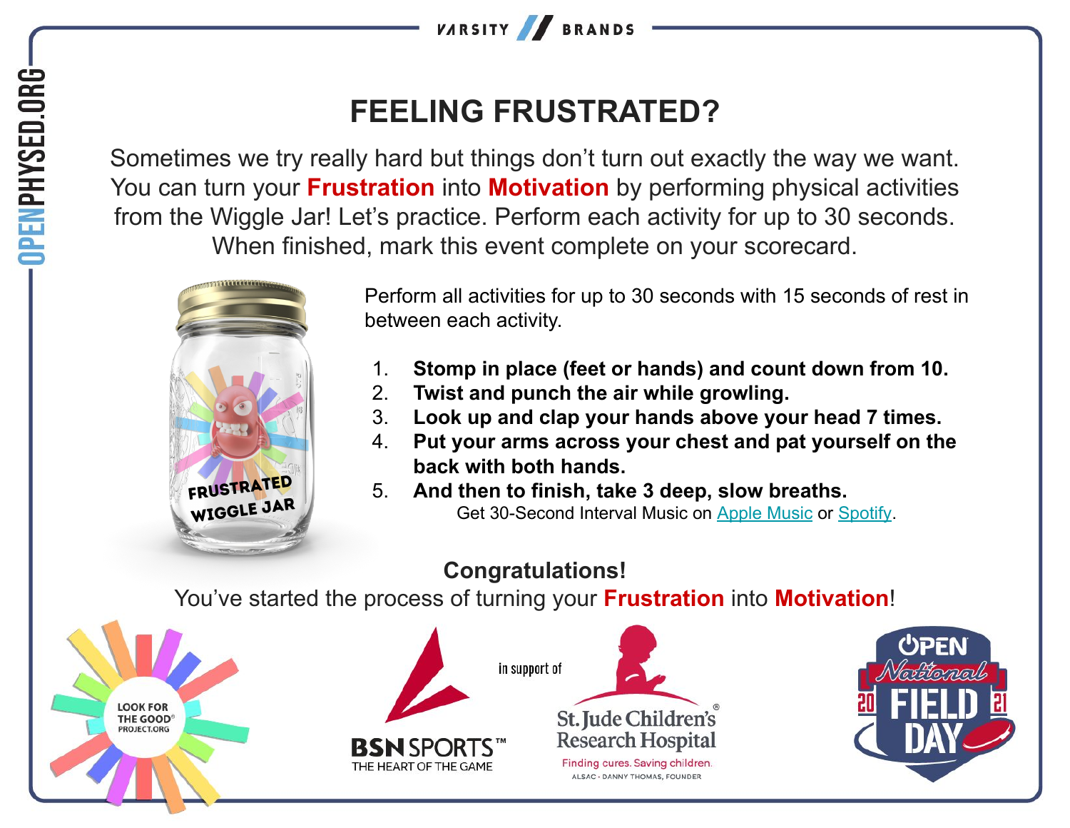# FEELING FRUSTRATED?

Sometimes we try really hard but things don't turn out exactly the way we want. You can turn your **Frustration** into **Motivation** by performing physical activities from the Wiggle Jar! Let's practice. Perform each activity for up to 30 seconds. When finished, mark this event complete on your scorecard.

FRUSTRATED WIGGLE JAR

Perform all activities for up to 30 seconds with 15 seconds of rest in between each activity.

1. **Stomp in place (feet or hands) and count down from 10.**
2. **Twist and punch the air while growling.**
3. **Look up and clap your hands above your head 7 times.**
4. **Put your arms across your chest and pat yourself on the back with both hands.**
5. **And then to finish, take 3 deep, slow breaths.**

Get 30-Second Interval Music on Apple Music or Spotify.

**Congratulations!**

You've started the process of turning your **Frustration** into **Motivation**!

LOOK FOR THE GOOD® PROJECT.ORG

BSN SPORTS™ THE HEART OF THE GAME in support of St. Jude Children's Research Hospital — Finding cures. Saving children. ALSAC · DANNY THOMAS, FOUNDER

OPEN National FIELD DAY 2021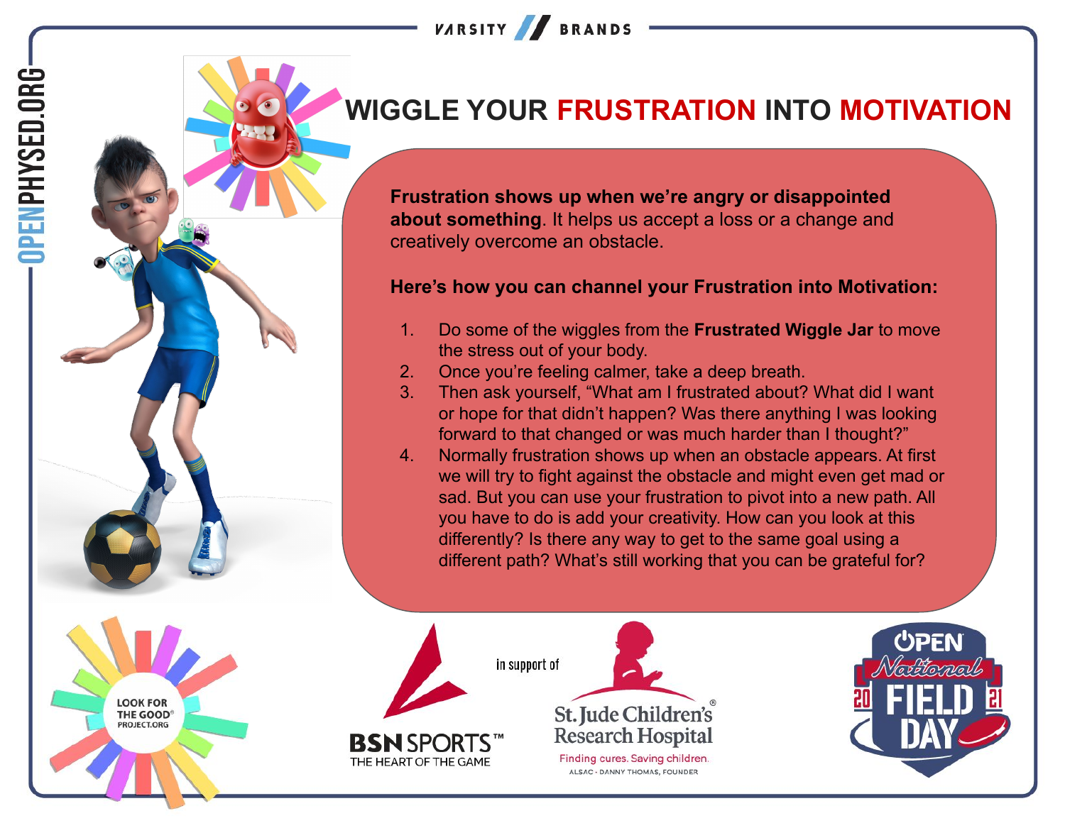# WIGGLE YOUR FRUSTRATION INTO MOTIVATION

**Frustration shows up when we're angry or disappointed about something**. It helps us accept a loss or a change and creatively overcome an obstacle.

**Here's how you can channel your Frustration into Motivation:**

1. Do some of the wiggles from the **Frustrated Wiggle Jar** to move the stress out of your body.
2. Once you're feeling calmer, take a deep breath.
3. Then ask yourself, "What am I frustrated about? What did I want or hope for that didn't happen? Was there anything I was looking forward to that changed or was much harder than I thought?"
4. Normally frustration shows up when an obstacle appears. At first we will try to fight against the obstacle and might even get mad or sad. But you can use your frustration to pivot into a new path. All you have to do is add your creativity. How can you look at this differently? Is there any way to get to the same goal using a different path? What's still working that you can be grateful for?

OPENPHYSED.ORG

LOOK FOR THE GOOD® PROJECT.ORG

BSN SPORTS™ THE HEART OF THE GAME

in support of

St. Jude Children's® Research Hospital
Finding cures. Saving children.
ALSAC · DANNY THOMAS, FOUNDER

OPEN National FIELD DAY 2021